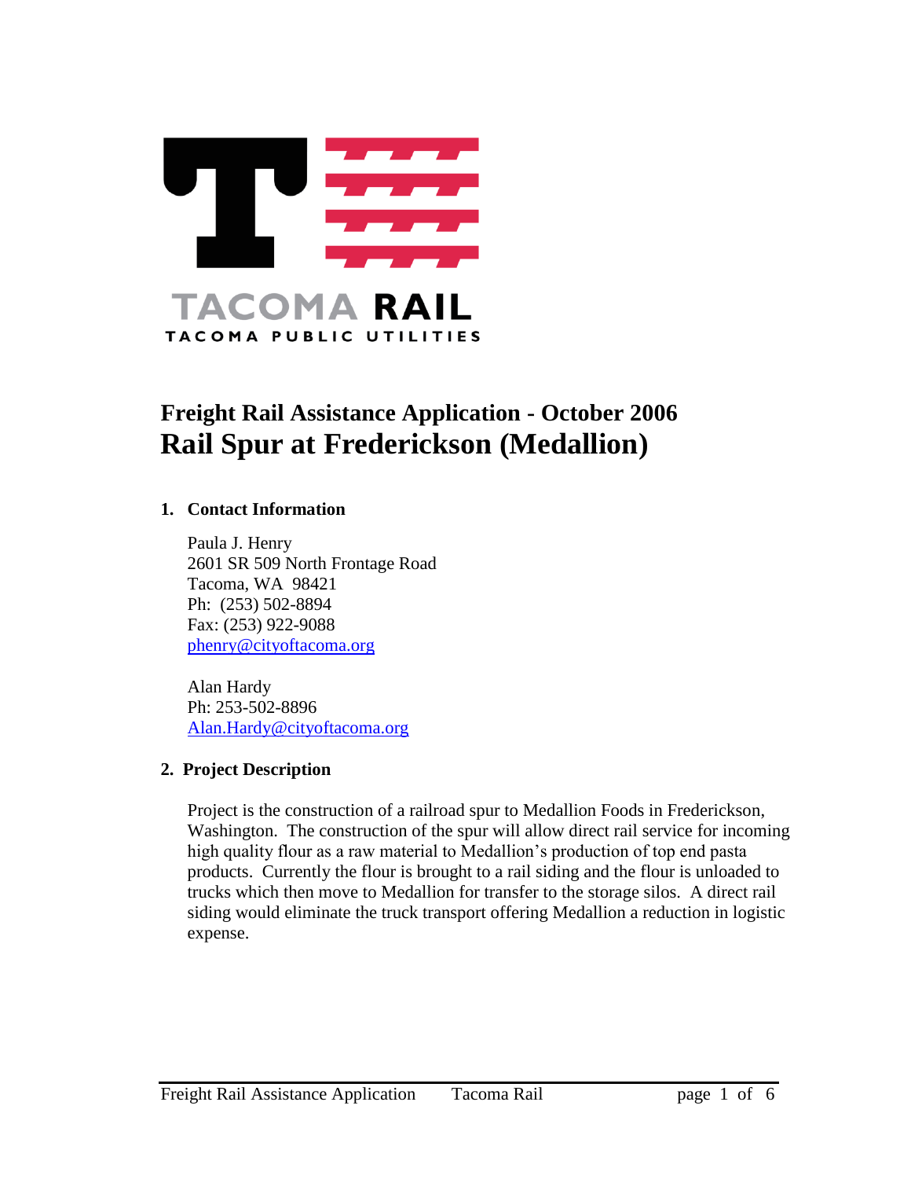TACOMA RAIL

TACOMA PUBLIC UTILITIES

# Freight Rail Assistance Application - October 2006
# Rail Spur at Frederickson (Medallion)

## 1. Contact Information

Paula J. Henry
2601 SR 509 North Frontage Road
Tacoma, WA 98421
Ph: (253) 502-8894
Fax: (253) 922-9088
phenry@cityoftacoma.org

Alan Hardy
Ph: 253-502-8896
Alan.Hardy@cityoftacoma.org

## 2. Project Description

Project is the construction of a railroad spur to Medallion Foods in Frederickson, Washington. The construction of the spur will allow direct rail service for incoming high quality flour as a raw material to Medallion's production of top end pasta products. Currently the flour is brought to a rail siding and the flour is unloaded to trucks which then move to Medallion for transfer to the storage silos. A direct rail siding would eliminate the truck transport offering Medallion a reduction in logistic expense.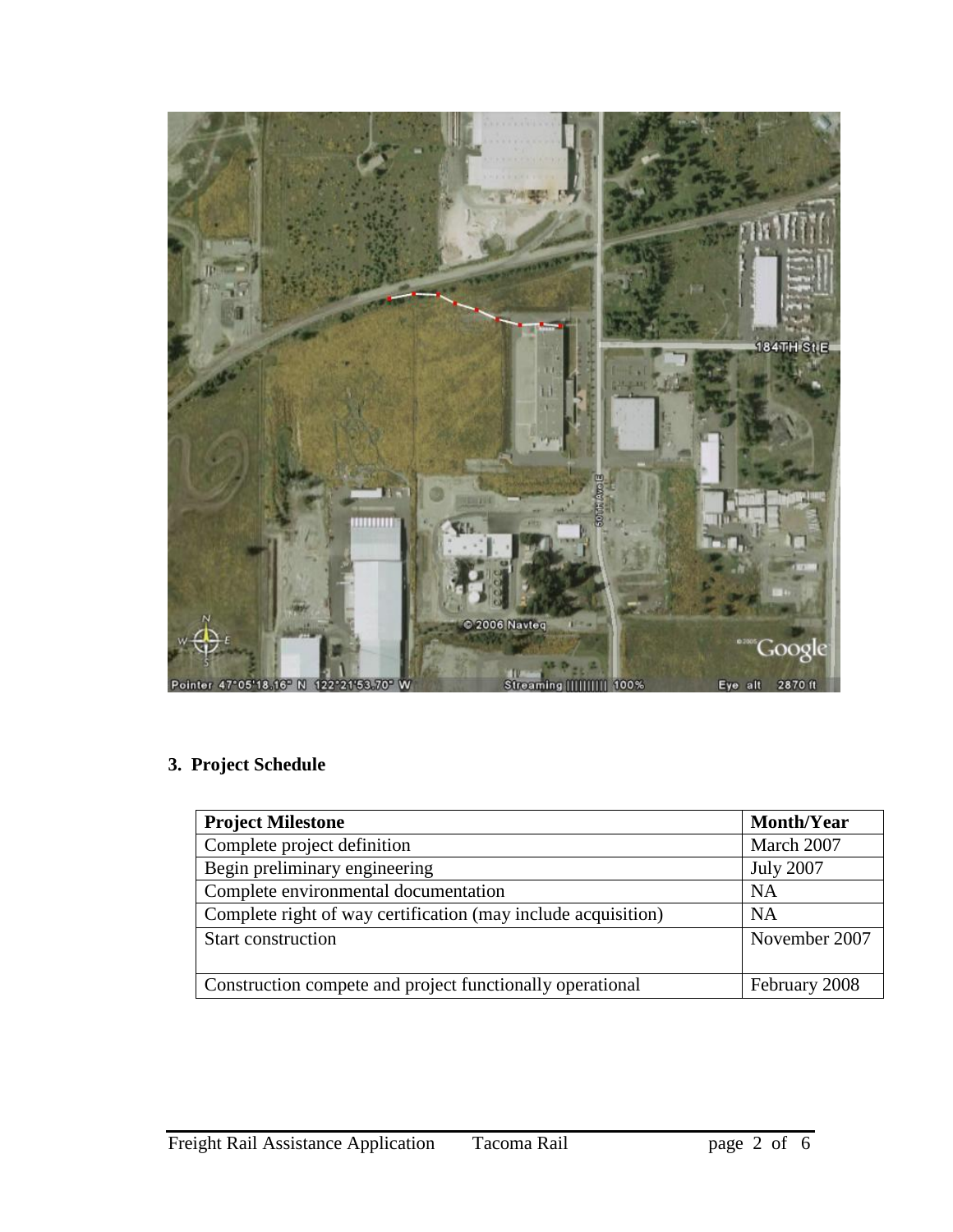### 3. Project Schedule

| Project Milestone | Month/Year |
|---|---|
| Complete project definition | March 2007 |
| Begin preliminary engineering | July 2007 |
| Complete environmental documentation | NA |
| Complete right of way certification (may include acquisition) | NA |
| Start construction | November 2007 |
| Construction compete and project functionally operational | February 2008 |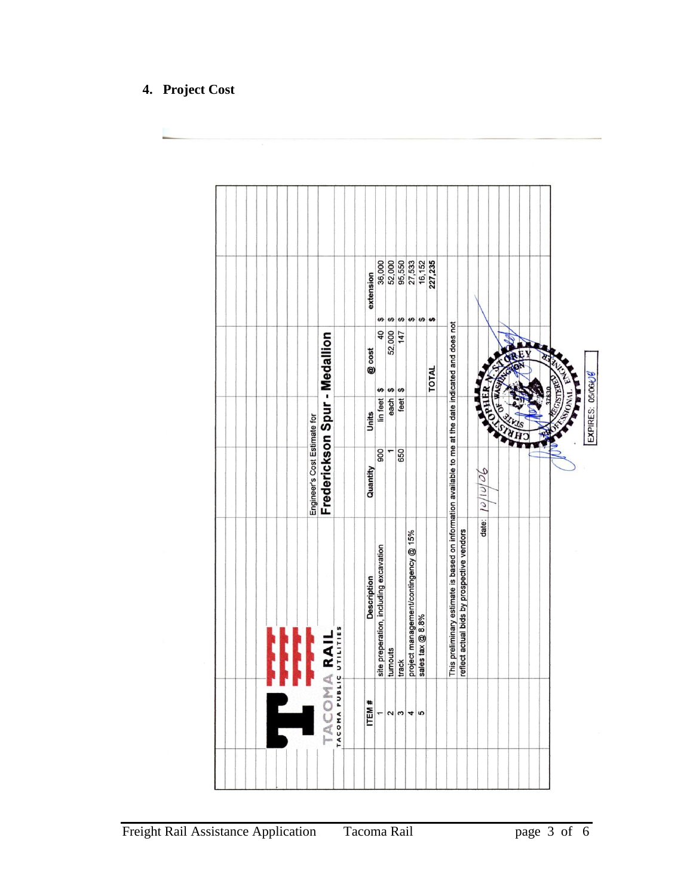## 4. Project Cost

TACOMA RAIL
TACOMA PUBLIC UTILITIES

Engineer's Cost Estimate for

### Frederickson Spur - Medallion

| ITEM # | Description | Quantity | Units | @ cost | extension |
|---|---|---|---|---|---|
| 1 | site preperation, including excavation | 900 | lin feet | $ 40 | $ 36,000 |
| 2 | turnouts | 1 | each | $ 52,000 | $ 52,000 |
| 3 | track | 650 | feet | $ 147 | $ 95,550 |
| 4 | project management/contingency @ 15% | | | | $ 27,533 |
| 5 | sales tax @ 8.8% | | | | $ 16,152 |
| | | | | TOTAL | $ 227,235 |

This preliminary estimate is based on information available to me at the date indicated and does not reflect actual bids by prospective vendors

date: 10/10/06

CHRISTOPHER N. STOREY
STATE OF WASHINGTON
37830
REGISTERED PROFESSIONAL ENGINEER

EXPIRES: 05/06/08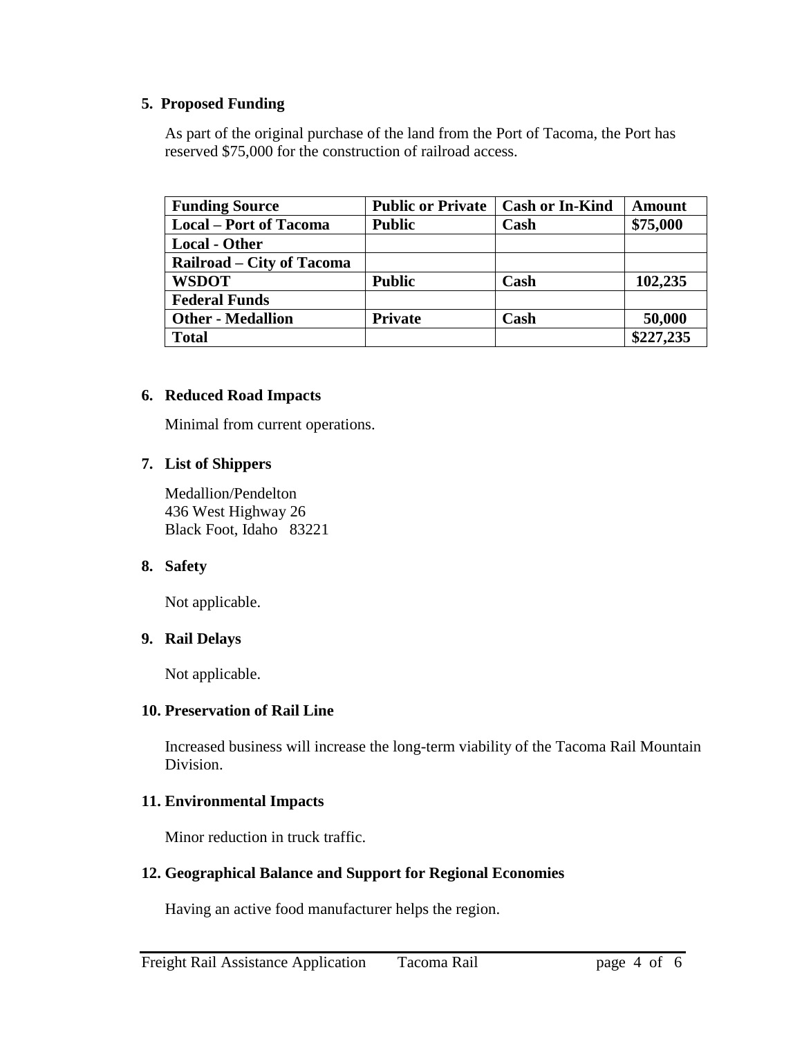**5. Proposed Funding**

As part of the original purchase of the land from the Port of Tacoma, the Port has reserved $75,000 for the construction of railroad access.

| Funding Source | Public or Private | Cash or In-Kind | Amount |
|---|---|---|---|
| Local – Port of Tacoma | Public | Cash | $75,000 |
| Local - Other | | | |
| Railroad – City of Tacoma | | | |
| WSDOT | Public | Cash | 102,235 |
| Federal Funds | | | |
| Other - Medallion | Private | Cash | 50,000 |
| Total | | | $227,235 |

**6. Reduced Road Impacts**

Minimal from current operations.

**7. List of Shippers**

Medallion/Pendelton
436 West Highway 26
Black Foot, Idaho 83221

**8. Safety**

Not applicable.

**9. Rail Delays**

Not applicable.

**10. Preservation of Rail Line**

Increased business will increase the long-term viability of the Tacoma Rail Mountain Division.

**11. Environmental Impacts**

Minor reduction in truck traffic.

**12. Geographical Balance and Support for Regional Economies**

Having an active food manufacturer helps the region.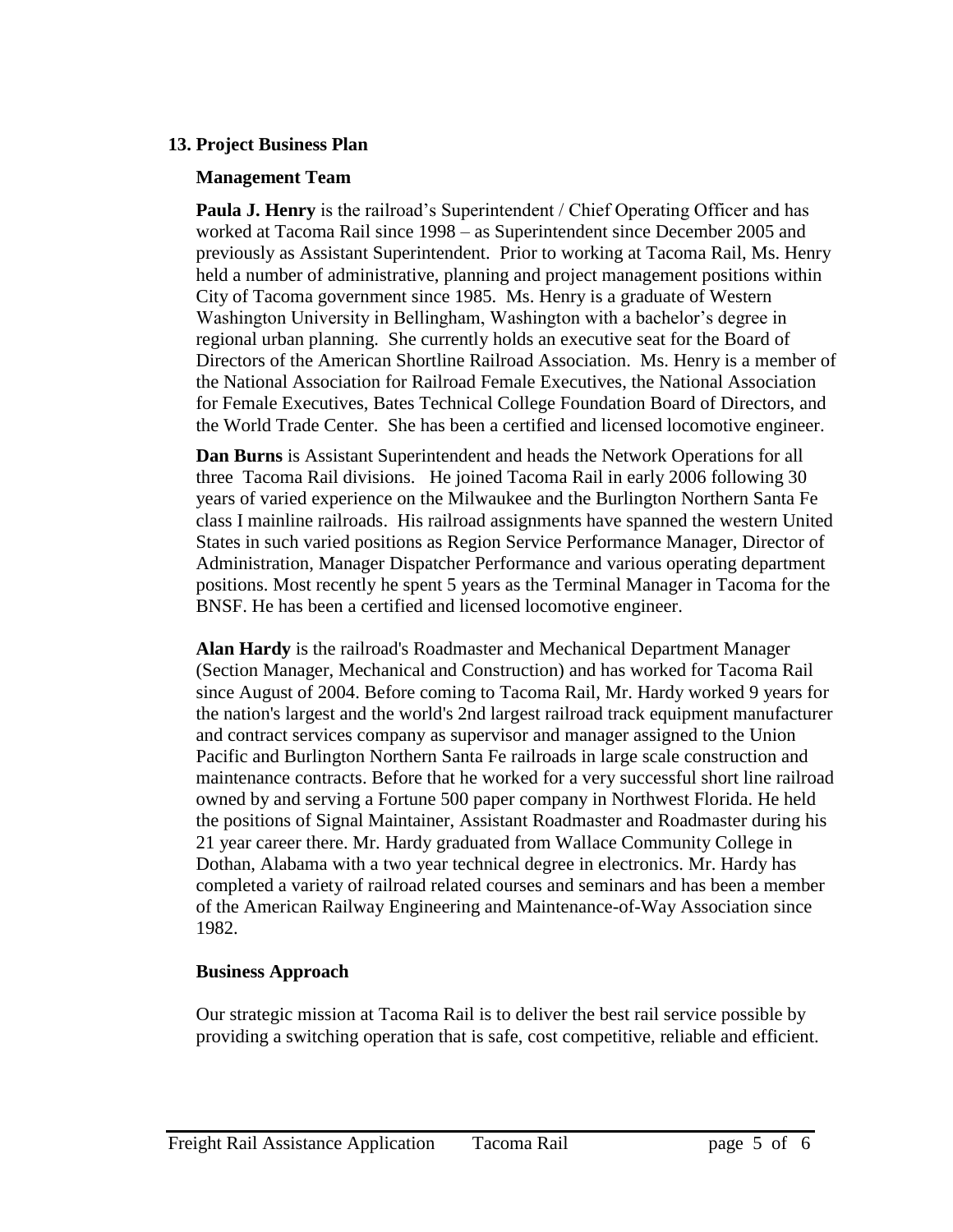## 13. Project Business Plan

### Management Team

**Paula J. Henry** is the railroad's Superintendent / Chief Operating Officer and has worked at Tacoma Rail since 1998 – as Superintendent since December 2005 and previously as Assistant Superintendent. Prior to working at Tacoma Rail, Ms. Henry held a number of administrative, planning and project management positions within City of Tacoma government since 1985. Ms. Henry is a graduate of Western Washington University in Bellingham, Washington with a bachelor's degree in regional urban planning. She currently holds an executive seat for the Board of Directors of the American Shortline Railroad Association. Ms. Henry is a member of the National Association for Railroad Female Executives, the National Association for Female Executives, Bates Technical College Foundation Board of Directors, and the World Trade Center. She has been a certified and licensed locomotive engineer.

**Dan Burns** is Assistant Superintendent and heads the Network Operations for all three Tacoma Rail divisions. He joined Tacoma Rail in early 2006 following 30 years of varied experience on the Milwaukee and the Burlington Northern Santa Fe class I mainline railroads. His railroad assignments have spanned the western United States in such varied positions as Region Service Performance Manager, Director of Administration, Manager Dispatcher Performance and various operating department positions. Most recently he spent 5 years as the Terminal Manager in Tacoma for the BNSF. He has been a certified and licensed locomotive engineer.

**Alan Hardy** is the railroad's Roadmaster and Mechanical Department Manager (Section Manager, Mechanical and Construction) and has worked for Tacoma Rail since August of 2004. Before coming to Tacoma Rail, Mr. Hardy worked 9 years for the nation's largest and the world's 2nd largest railroad track equipment manufacturer and contract services company as supervisor and manager assigned to the Union Pacific and Burlington Northern Santa Fe railroads in large scale construction and maintenance contracts. Before that he worked for a very successful short line railroad owned by and serving a Fortune 500 paper company in Northwest Florida. He held the positions of Signal Maintainer, Assistant Roadmaster and Roadmaster during his 21 year career there. Mr. Hardy graduated from Wallace Community College in Dothan, Alabama with a two year technical degree in electronics. Mr. Hardy has completed a variety of railroad related courses and seminars and has been a member of the American Railway Engineering and Maintenance-of-Way Association since 1982.

### Business Approach

Our strategic mission at Tacoma Rail is to deliver the best rail service possible by providing a switching operation that is safe, cost competitive, reliable and efficient.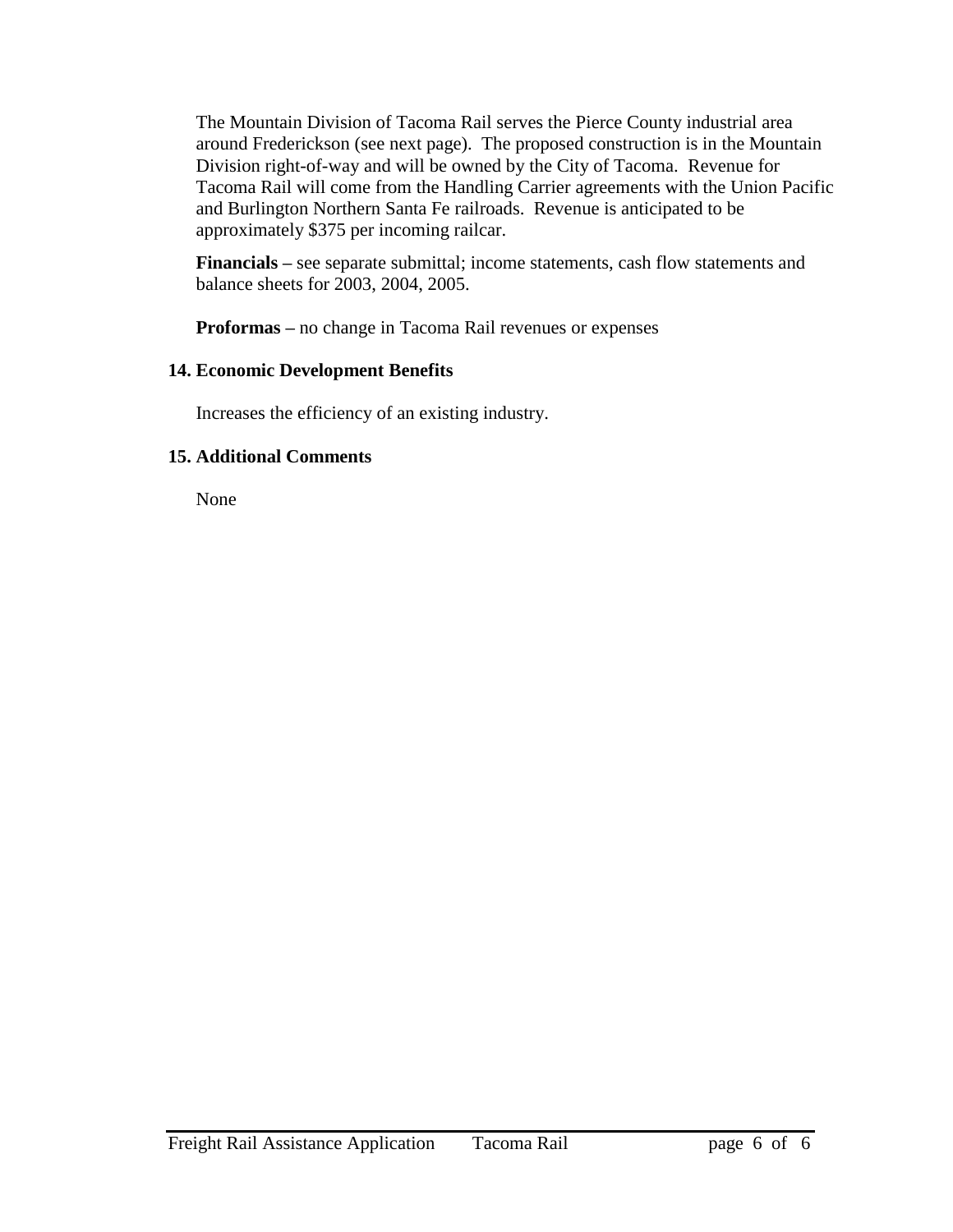The Mountain Division of Tacoma Rail serves the Pierce County industrial area around Frederickson (see next page). The proposed construction is in the Mountain Division right-of-way and will be owned by the City of Tacoma. Revenue for Tacoma Rail will come from the Handling Carrier agreements with the Union Pacific and Burlington Northern Santa Fe railroads. Revenue is anticipated to be approximately $375 per incoming railcar.

**Financials –** see separate submittal; income statements, cash flow statements and balance sheets for 2003, 2004, 2005.

**Proformas –** no change in Tacoma Rail revenues or expenses

## 14. Economic Development Benefits

Increases the efficiency of an existing industry.

## 15. Additional Comments

None